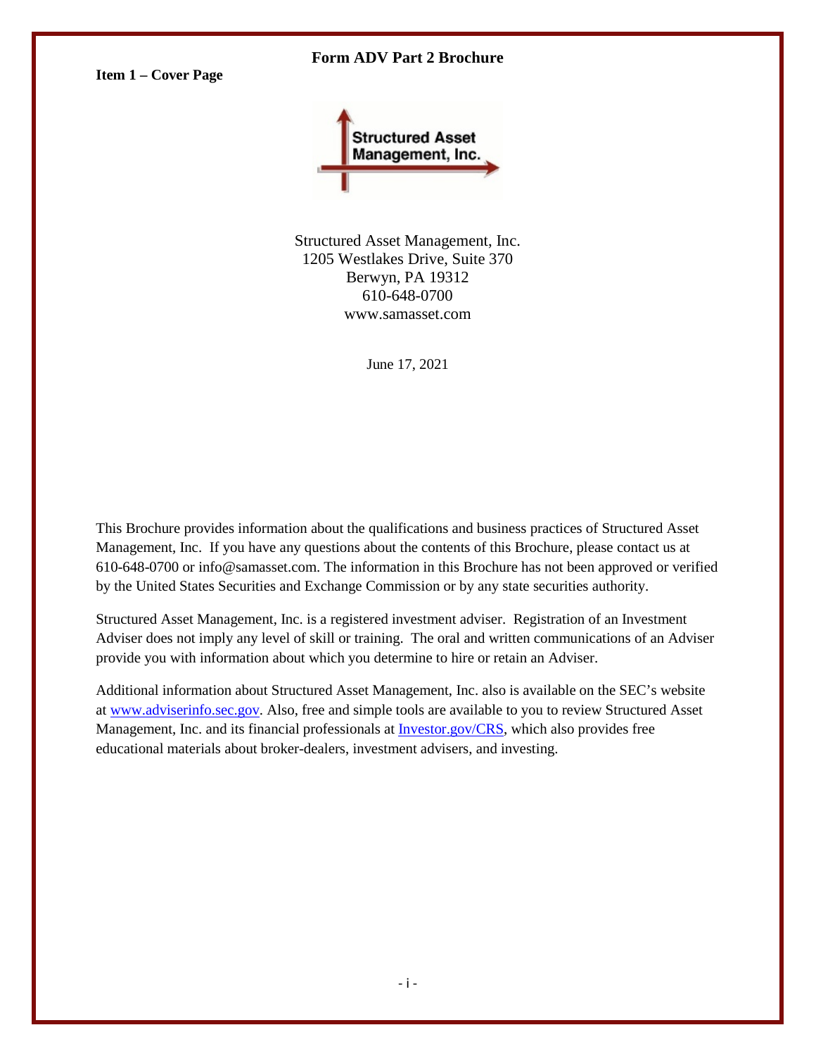# Form ADV Part 2 Brochure

**Item 1 – Cover Page**

Structured Asset Management, Inc.
1205 Westlakes Drive, Suite 370
Berwyn, PA 19312
610-648-0700
www.samasset.com

June 17, 2021

This Brochure provides information about the qualifications and business practices of Structured Asset Management, Inc. If you have any questions about the contents of this Brochure, please contact us at 610-648-0700 or info@samasset.com. The information in this Brochure has not been approved or verified by the United States Securities and Exchange Commission or by any state securities authority.

Structured Asset Management, Inc. is a registered investment adviser. Registration of an Investment Adviser does not imply any level of skill or training. The oral and written communications of an Adviser provide you with information about which you determine to hire or retain an Adviser.

Additional information about Structured Asset Management, Inc. also is available on the SEC's website at [www.adviserinfo.sec.gov](http://www.adviserinfo.sec.gov). Also, free and simple tools are available to you to review Structured Asset Management, Inc. and its financial professionals at [Investor.gov/CRS](https://Investor.gov/CRS), which also provides free educational materials about broker-dealers, investment advisers, and investing.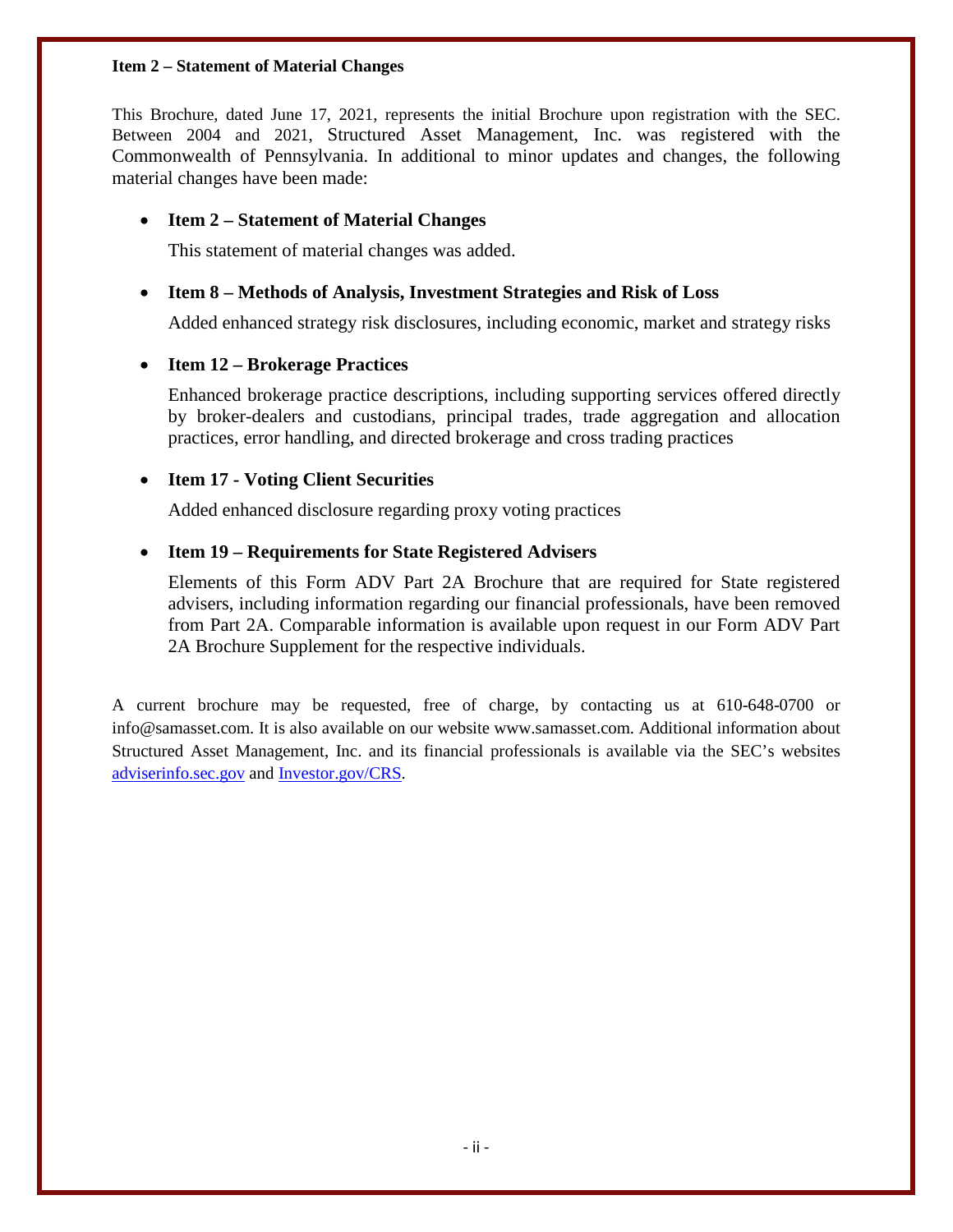## Item 2 – Statement of Material Changes

This Brochure, dated June 17, 2021, represents the initial Brochure upon registration with the SEC. Between 2004 and 2021, Structured Asset Management, Inc. was registered with the Commonwealth of Pennsylvania. In additional to minor updates and changes, the following material changes have been made:

- **Item 2 – Statement of Material Changes**

  This statement of material changes was added.

- **Item 8 – Methods of Analysis, Investment Strategies and Risk of Loss**

  Added enhanced strategy risk disclosures, including economic, market and strategy risks

- **Item 12 – Brokerage Practices**

  Enhanced brokerage practice descriptions, including supporting services offered directly by broker-dealers and custodians, principal trades, trade aggregation and allocation practices, error handling, and directed brokerage and cross trading practices

- **Item 17 - Voting Client Securities**

  Added enhanced disclosure regarding proxy voting practices

- **Item 19 – Requirements for State Registered Advisers**

  Elements of this Form ADV Part 2A Brochure that are required for State registered advisers, including information regarding our financial professionals, have been removed from Part 2A. Comparable information is available upon request in our Form ADV Part 2A Brochure Supplement for the respective individuals.

A current brochure may be requested, free of charge, by contacting us at 610-648-0700 or info@samasset.com. It is also available on our website www.samasset.com. Additional information about Structured Asset Management, Inc. and its financial professionals is available via the SEC's websites [adviserinfo.sec.gov](adviserinfo.sec.gov) and [Investor.gov/CRS](Investor.gov/CRS).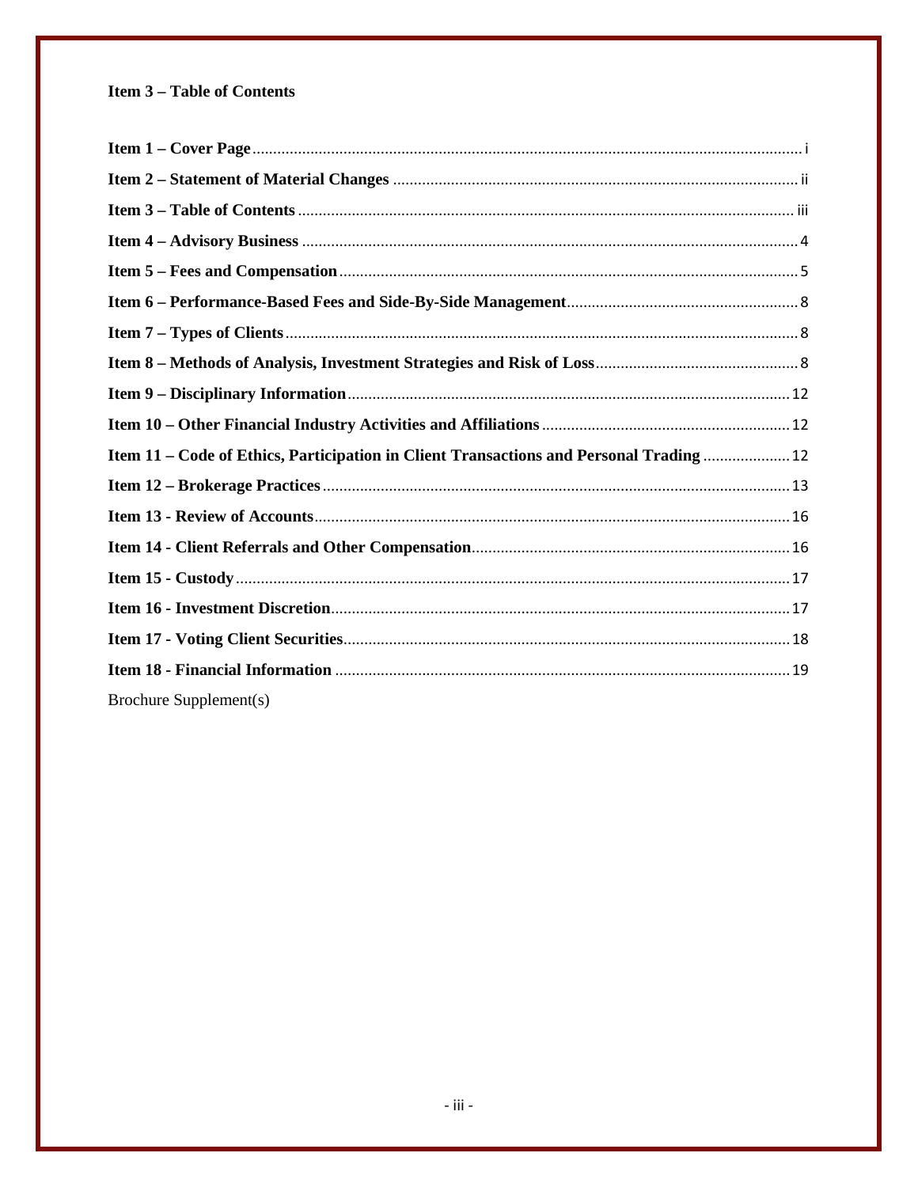## Item 3 – Table of Contents

| | |
|---|---|
| **Item 1 – Cover Page** | i |
| **Item 2 – Statement of Material Changes** | ii |
| **Item 3 – Table of Contents** | iii |
| **Item 4 – Advisory Business** | 4 |
| **Item 5 – Fees and Compensation** | 5 |
| **Item 6 – Performance-Based Fees and Side-By-Side Management** | 8 |
| **Item 7 – Types of Clients** | 8 |
| **Item 8 – Methods of Analysis, Investment Strategies and Risk of Loss** | 8 |
| **Item 9 – Disciplinary Information** | 12 |
| **Item 10 – Other Financial Industry Activities and Affiliations** | 12 |
| **Item 11 – Code of Ethics, Participation in Client Transactions and Personal Trading** | 12 |
| **Item 12 – Brokerage Practices** | 13 |
| **Item 13 - Review of Accounts** | 16 |
| **Item 14 - Client Referrals and Other Compensation** | 16 |
| **Item 15 - Custody** | 17 |
| **Item 16 - Investment Discretion** | 17 |
| **Item 17 - Voting Client Securities** | 18 |
| **Item 18 - Financial Information** | 19 |
| Brochure Supplement(s) | |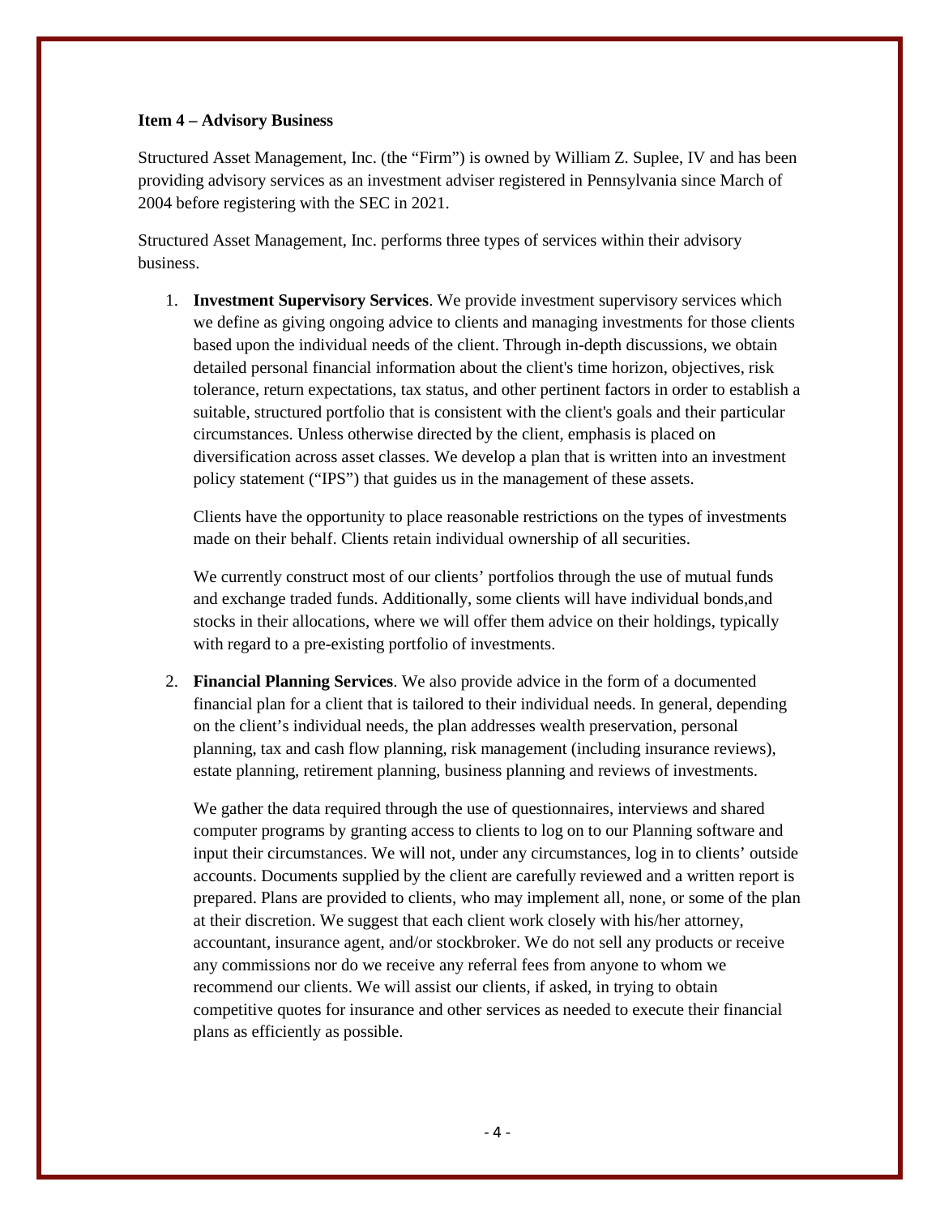**Item 4 – Advisory Business**

Structured Asset Management, Inc. (the "Firm") is owned by William Z. Suplee, IV and has been providing advisory services as an investment adviser registered in Pennsylvania since March of 2004 before registering with the SEC in 2021.

Structured Asset Management, Inc. performs three types of services within their advisory business.

1. **Investment Supervisory Services**. We provide investment supervisory services which we define as giving ongoing advice to clients and managing investments for those clients based upon the individual needs of the client. Through in-depth discussions, we obtain detailed personal financial information about the client's time horizon, objectives, risk tolerance, return expectations, tax status, and other pertinent factors in order to establish a suitable, structured portfolio that is consistent with the client's goals and their particular circumstances. Unless otherwise directed by the client, emphasis is placed on diversification across asset classes. We develop a plan that is written into an investment policy statement ("IPS") that guides us in the management of these assets.

   Clients have the opportunity to place reasonable restrictions on the types of investments made on their behalf. Clients retain individual ownership of all securities.

   We currently construct most of our clients' portfolios through the use of mutual funds and exchange traded funds. Additionally, some clients will have individual bonds,and stocks in their allocations, where we will offer them advice on their holdings, typically with regard to a pre-existing portfolio of investments.

2. **Financial Planning Services**. We also provide advice in the form of a documented financial plan for a client that is tailored to their individual needs. In general, depending on the client's individual needs, the plan addresses wealth preservation, personal planning, tax and cash flow planning, risk management (including insurance reviews), estate planning, retirement planning, business planning and reviews of investments.

   We gather the data required through the use of questionnaires, interviews and shared computer programs by granting access to clients to log on to our Planning software and input their circumstances. We will not, under any circumstances, log in to clients' outside accounts. Documents supplied by the client are carefully reviewed and a written report is prepared. Plans are provided to clients, who may implement all, none, or some of the plan at their discretion. We suggest that each client work closely with his/her attorney, accountant, insurance agent, and/or stockbroker. We do not sell any products or receive any commissions nor do we receive any referral fees from anyone to whom we recommend our clients. We will assist our clients, if asked, in trying to obtain competitive quotes for insurance and other services as needed to execute their financial plans as efficiently as possible.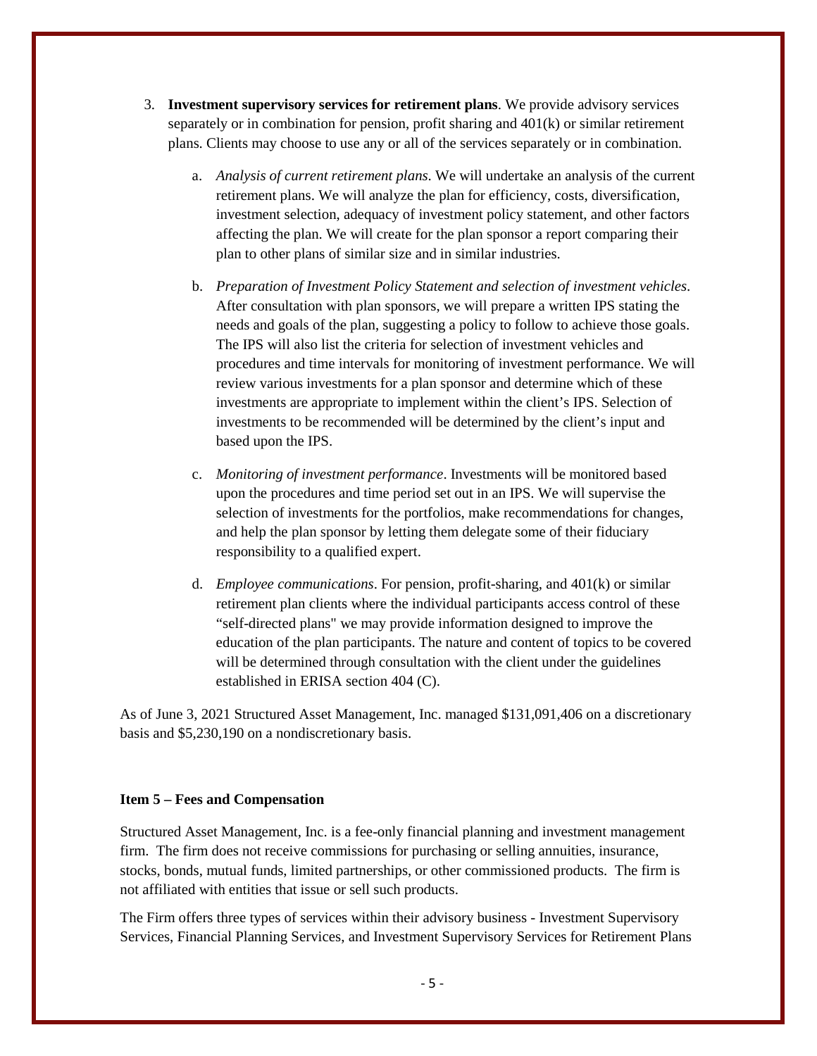3. **Investment supervisory services for retirement plans**. We provide advisory services separately or in combination for pension, profit sharing and 401(k) or similar retirement plans. Clients may choose to use any or all of the services separately or in combination.

    a. *Analysis of current retirement plans*. We will undertake an analysis of the current retirement plans. We will analyze the plan for efficiency, costs, diversification, investment selection, adequacy of investment policy statement, and other factors affecting the plan. We will create for the plan sponsor a report comparing their plan to other plans of similar size and in similar industries.

    b. *Preparation of Investment Policy Statement and selection of investment vehicles*. After consultation with plan sponsors, we will prepare a written IPS stating the needs and goals of the plan, suggesting a policy to follow to achieve those goals. The IPS will also list the criteria for selection of investment vehicles and procedures and time intervals for monitoring of investment performance. We will review various investments for a plan sponsor and determine which of these investments are appropriate to implement within the client's IPS. Selection of investments to be recommended will be determined by the client's input and based upon the IPS.

    c. *Monitoring of investment performance*. Investments will be monitored based upon the procedures and time period set out in an IPS. We will supervise the selection of investments for the portfolios, make recommendations for changes, and help the plan sponsor by letting them delegate some of their fiduciary responsibility to a qualified expert.

    d. *Employee communications*. For pension, profit-sharing, and 401(k) or similar retirement plan clients where the individual participants access control of these "self-directed plans" we may provide information designed to improve the education of the plan participants. The nature and content of topics to be covered will be determined through consultation with the client under the guidelines established in ERISA section 404 (C).

As of June 3, 2021 Structured Asset Management, Inc. managed $131,091,406 on a discretionary basis and $5,230,190 on a nondiscretionary basis.

**Item 5 – Fees and Compensation**

Structured Asset Management, Inc. is a fee-only financial planning and investment management firm. The firm does not receive commissions for purchasing or selling annuities, insurance, stocks, bonds, mutual funds, limited partnerships, or other commissioned products. The firm is not affiliated with entities that issue or sell such products.

The Firm offers three types of services within their advisory business - Investment Supervisory Services, Financial Planning Services, and Investment Supervisory Services for Retirement Plans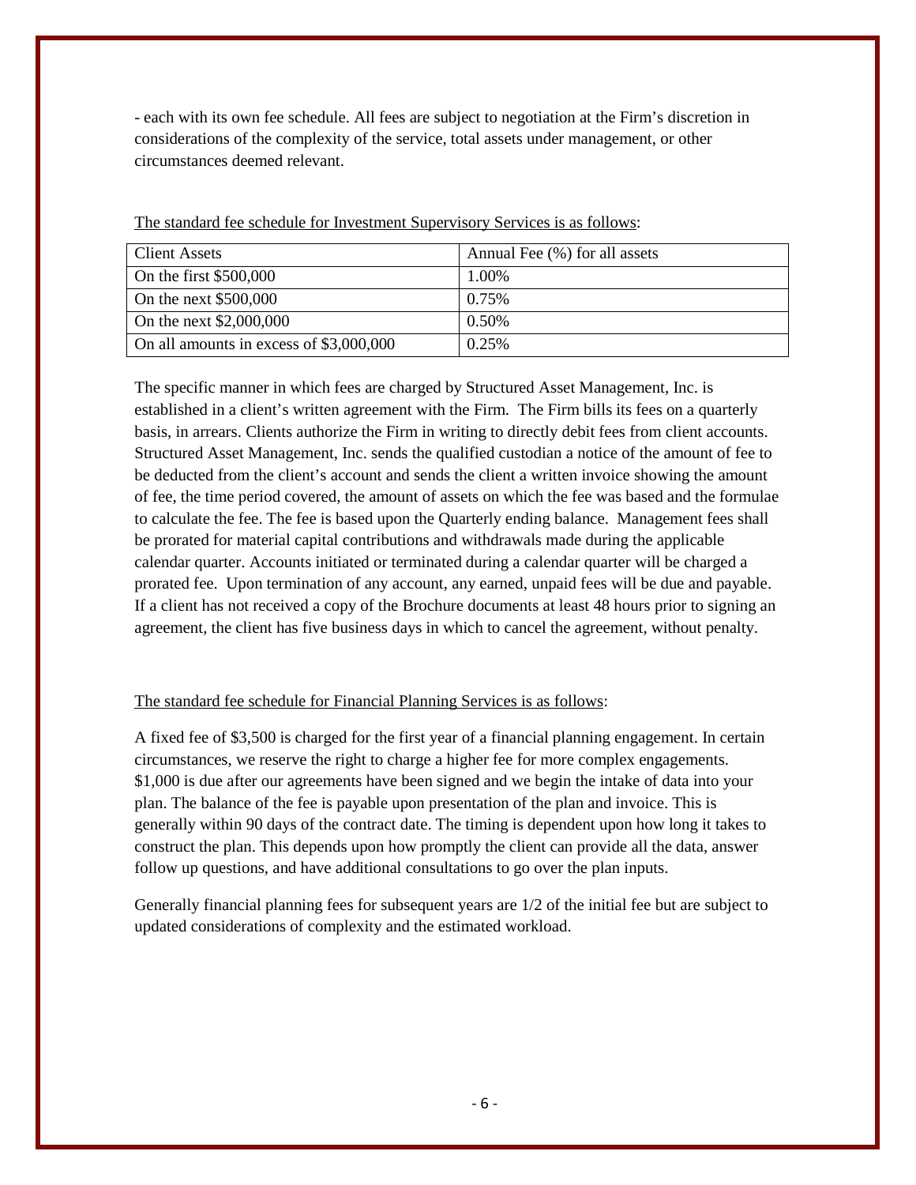- each with its own fee schedule. All fees are subject to negotiation at the Firm's discretion in considerations of the complexity of the service, total assets under management, or other circumstances deemed relevant.

The standard fee schedule for Investment Supervisory Services is as follows:

| Client Assets | Annual Fee (%) for all assets |
|---|---|
| On the first $500,000 | 1.00% |
| On the next $500,000 | 0.75% |
| On the next $2,000,000 | 0.50% |
| On all amounts in excess of $3,000,000 | 0.25% |

The specific manner in which fees are charged by Structured Asset Management, Inc. is established in a client's written agreement with the Firm. The Firm bills its fees on a quarterly basis, in arrears. Clients authorize the Firm in writing to directly debit fees from client accounts. Structured Asset Management, Inc. sends the qualified custodian a notice of the amount of fee to be deducted from the client's account and sends the client a written invoice showing the amount of fee, the time period covered, the amount of assets on which the fee was based and the formulae to calculate the fee. The fee is based upon the Quarterly ending balance. Management fees shall be prorated for material capital contributions and withdrawals made during the applicable calendar quarter. Accounts initiated or terminated during a calendar quarter will be charged a prorated fee. Upon termination of any account, any earned, unpaid fees will be due and payable. If a client has not received a copy of the Brochure documents at least 48 hours prior to signing an agreement, the client has five business days in which to cancel the agreement, without penalty.

The standard fee schedule for Financial Planning Services is as follows:

A fixed fee of $3,500 is charged for the first year of a financial planning engagement. In certain circumstances, we reserve the right to charge a higher fee for more complex engagements. $1,000 is due after our agreements have been signed and we begin the intake of data into your plan. The balance of the fee is payable upon presentation of the plan and invoice. This is generally within 90 days of the contract date. The timing is dependent upon how long it takes to construct the plan. This depends upon how promptly the client can provide all the data, answer follow up questions, and have additional consultations to go over the plan inputs.

Generally financial planning fees for subsequent years are 1/2 of the initial fee but are subject to updated considerations of complexity and the estimated workload.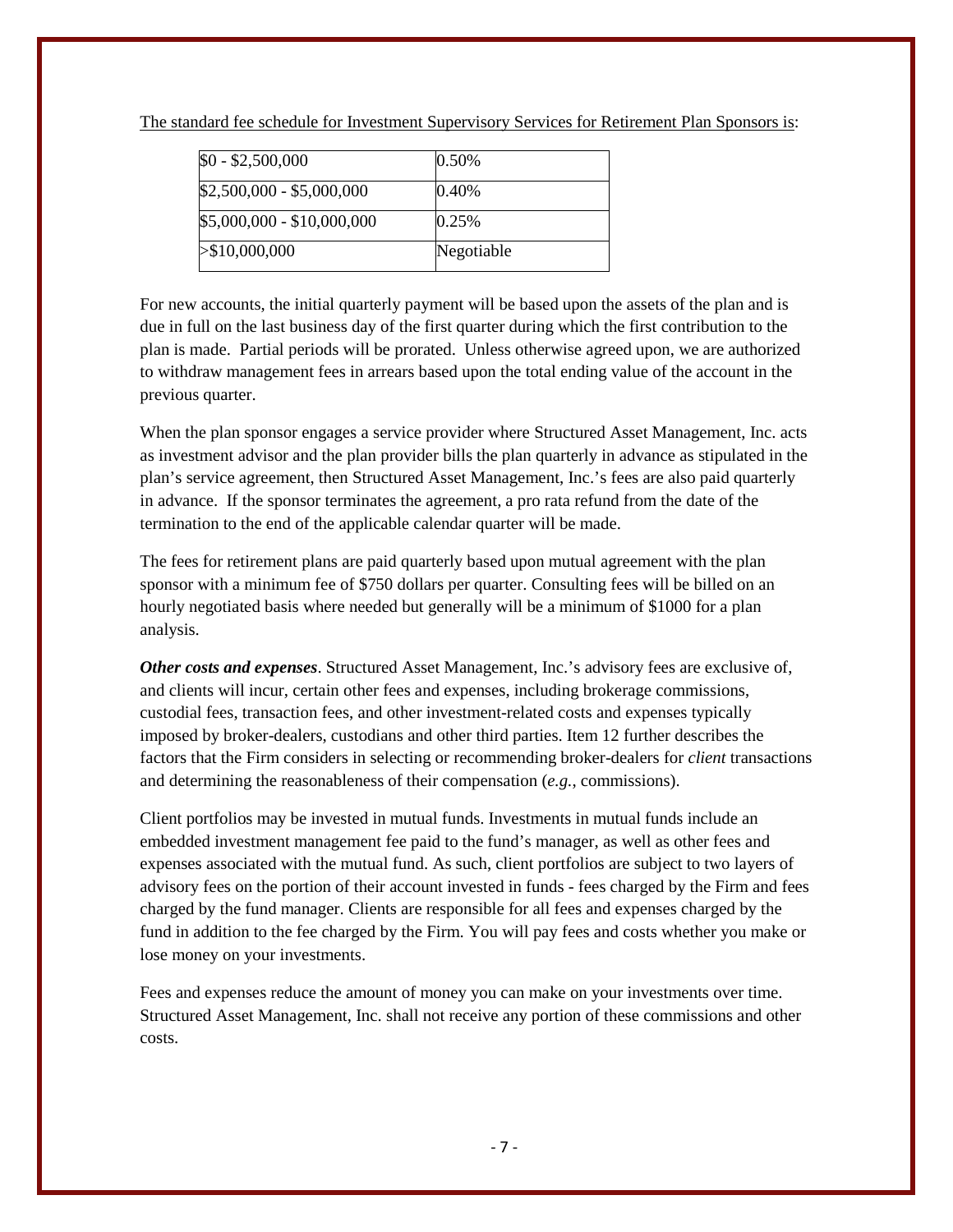The standard fee schedule for Investment Supervisory Services for Retirement Plan Sponsors is:

| | |
|---|---|
| $0 - $2,500,000 | 0.50% |
| $2,500,000 - $5,000,000 | 0.40% |
| $5,000,000 - $10,000,000 | 0.25% |
| >$10,000,000 | Negotiable |

For new accounts, the initial quarterly payment will be based upon the assets of the plan and is due in full on the last business day of the first quarter during which the first contribution to the plan is made. Partial periods will be prorated. Unless otherwise agreed upon, we are authorized to withdraw management fees in arrears based upon the total ending value of the account in the previous quarter.

When the plan sponsor engages a service provider where Structured Asset Management, Inc. acts as investment advisor and the plan provider bills the plan quarterly in advance as stipulated in the plan's service agreement, then Structured Asset Management, Inc.'s fees are also paid quarterly in advance. If the sponsor terminates the agreement, a pro rata refund from the date of the termination to the end of the applicable calendar quarter will be made.

The fees for retirement plans are paid quarterly based upon mutual agreement with the plan sponsor with a minimum fee of $750 dollars per quarter. Consulting fees will be billed on an hourly negotiated basis where needed but generally will be a minimum of $1000 for a plan analysis.

***Other costs and expenses***. Structured Asset Management, Inc.'s advisory fees are exclusive of, and clients will incur, certain other fees and expenses, including brokerage commissions, custodial fees, transaction fees, and other investment-related costs and expenses typically imposed by broker-dealers, custodians and other third parties. Item 12 further describes the factors that the Firm considers in selecting or recommending broker-dealers for *client* transactions and determining the reasonableness of their compensation (*e.g.*, commissions).

Client portfolios may be invested in mutual funds. Investments in mutual funds include an embedded investment management fee paid to the fund's manager, as well as other fees and expenses associated with the mutual fund. As such, client portfolios are subject to two layers of advisory fees on the portion of their account invested in funds - fees charged by the Firm and fees charged by the fund manager. Clients are responsible for all fees and expenses charged by the fund in addition to the fee charged by the Firm. You will pay fees and costs whether you make or lose money on your investments.

Fees and expenses reduce the amount of money you can make on your investments over time. Structured Asset Management, Inc. shall not receive any portion of these commissions and other costs.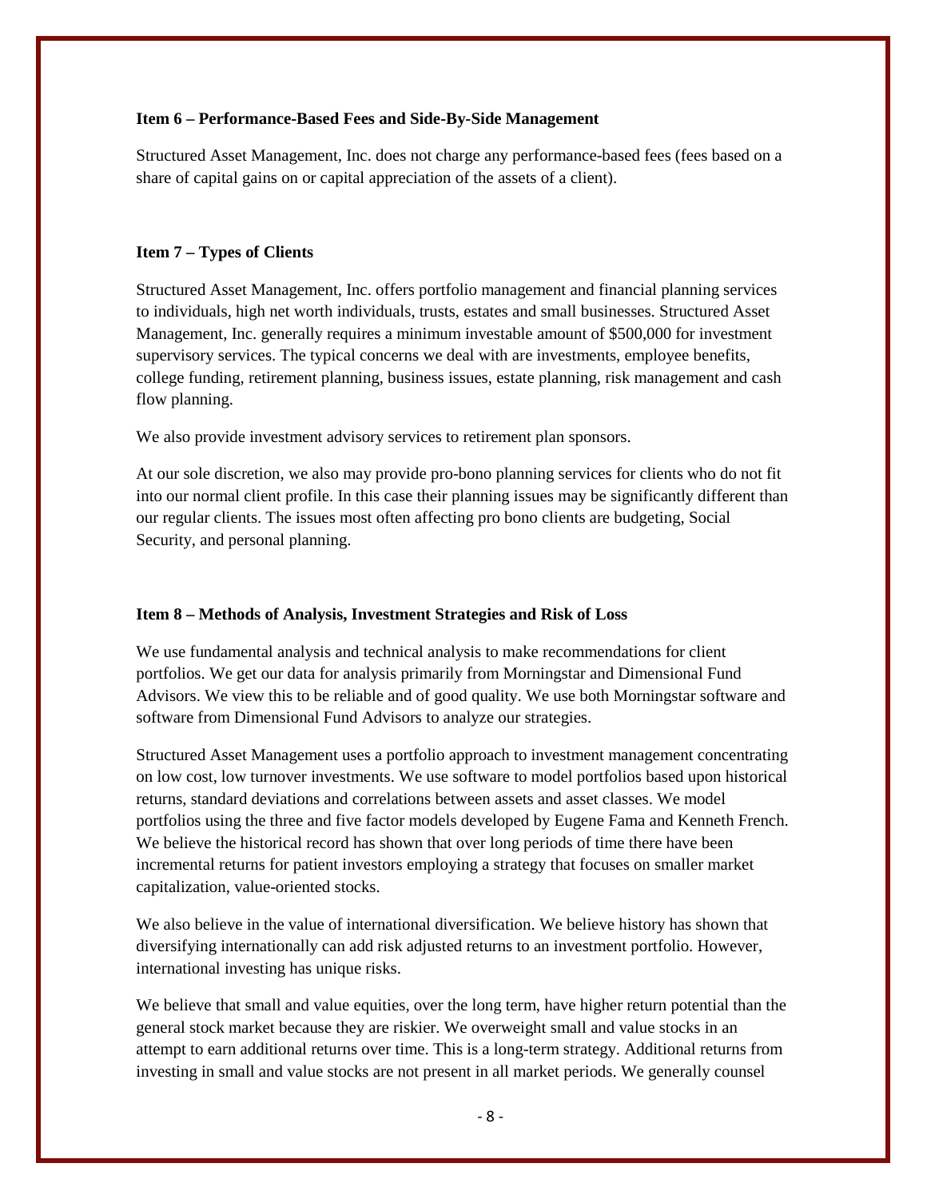**Item 6 – Performance-Based Fees and Side-By-Side Management**

Structured Asset Management, Inc. does not charge any performance-based fees (fees based on a share of capital gains on or capital appreciation of the assets of a client).

**Item 7 – Types of Clients**

Structured Asset Management, Inc. offers portfolio management and financial planning services to individuals, high net worth individuals, trusts, estates and small businesses. Structured Asset Management, Inc. generally requires a minimum investable amount of $500,000 for investment supervisory services. The typical concerns we deal with are investments, employee benefits, college funding, retirement planning, business issues, estate planning, risk management and cash flow planning.

We also provide investment advisory services to retirement plan sponsors.

At our sole discretion, we also may provide pro-bono planning services for clients who do not fit into our normal client profile. In this case their planning issues may be significantly different than our regular clients. The issues most often affecting pro bono clients are budgeting, Social Security, and personal planning.

**Item 8 – Methods of Analysis, Investment Strategies and Risk of Loss**

We use fundamental analysis and technical analysis to make recommendations for client portfolios. We get our data for analysis primarily from Morningstar and Dimensional Fund Advisors. We view this to be reliable and of good quality. We use both Morningstar software and software from Dimensional Fund Advisors to analyze our strategies.

Structured Asset Management uses a portfolio approach to investment management concentrating on low cost, low turnover investments. We use software to model portfolios based upon historical returns, standard deviations and correlations between assets and asset classes. We model portfolios using the three and five factor models developed by Eugene Fama and Kenneth French. We believe the historical record has shown that over long periods of time there have been incremental returns for patient investors employing a strategy that focuses on smaller market capitalization, value-oriented stocks.

We also believe in the value of international diversification. We believe history has shown that diversifying internationally can add risk adjusted returns to an investment portfolio. However, international investing has unique risks.

We believe that small and value equities, over the long term, have higher return potential than the general stock market because they are riskier. We overweight small and value stocks in an attempt to earn additional returns over time. This is a long-term strategy. Additional returns from investing in small and value stocks are not present in all market periods. We generally counsel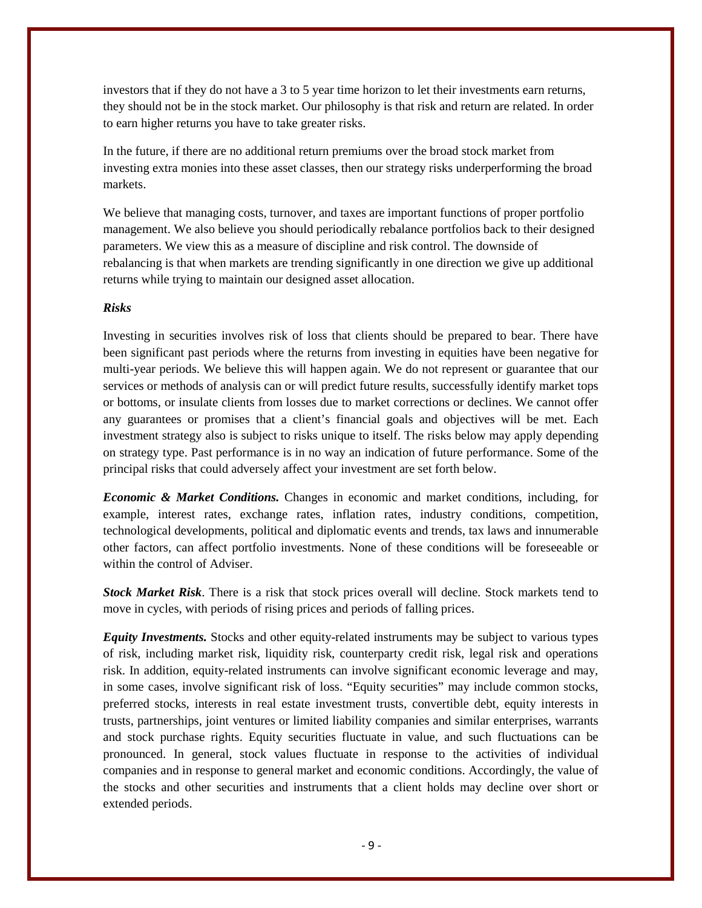investors that if they do not have a 3 to 5 year time horizon to let their investments earn returns, they should not be in the stock market. Our philosophy is that risk and return are related. In order to earn higher returns you have to take greater risks.

In the future, if there are no additional return premiums over the broad stock market from investing extra monies into these asset classes, then our strategy risks underperforming the broad markets.

We believe that managing costs, turnover, and taxes are important functions of proper portfolio management. We also believe you should periodically rebalance portfolios back to their designed parameters. We view this as a measure of discipline and risk control. The downside of rebalancing is that when markets are trending significantly in one direction we give up additional returns while trying to maintain our designed asset allocation.

***Risks***

Investing in securities involves risk of loss that clients should be prepared to bear. There have been significant past periods where the returns from investing in equities have been negative for multi-year periods. We believe this will happen again. We do not represent or guarantee that our services or methods of analysis can or will predict future results, successfully identify market tops or bottoms, or insulate clients from losses due to market corrections or declines. We cannot offer any guarantees or promises that a client's financial goals and objectives will be met. Each investment strategy also is subject to risks unique to itself. The risks below may apply depending on strategy type. Past performance is in no way an indication of future performance. Some of the principal risks that could adversely affect your investment are set forth below.

***Economic & Market Conditions.*** Changes in economic and market conditions, including, for example, interest rates, exchange rates, inflation rates, industry conditions, competition, technological developments, political and diplomatic events and trends, tax laws and innumerable other factors, can affect portfolio investments. None of these conditions will be foreseeable or within the control of Adviser.

***Stock Market Risk***. There is a risk that stock prices overall will decline. Stock markets tend to move in cycles, with periods of rising prices and periods of falling prices.

***Equity Investments.*** Stocks and other equity-related instruments may be subject to various types of risk, including market risk, liquidity risk, counterparty credit risk, legal risk and operations risk. In addition, equity-related instruments can involve significant economic leverage and may, in some cases, involve significant risk of loss. "Equity securities" may include common stocks, preferred stocks, interests in real estate investment trusts, convertible debt, equity interests in trusts, partnerships, joint ventures or limited liability companies and similar enterprises, warrants and stock purchase rights. Equity securities fluctuate in value, and such fluctuations can be pronounced. In general, stock values fluctuate in response to the activities of individual companies and in response to general market and economic conditions. Accordingly, the value of the stocks and other securities and instruments that a client holds may decline over short or extended periods.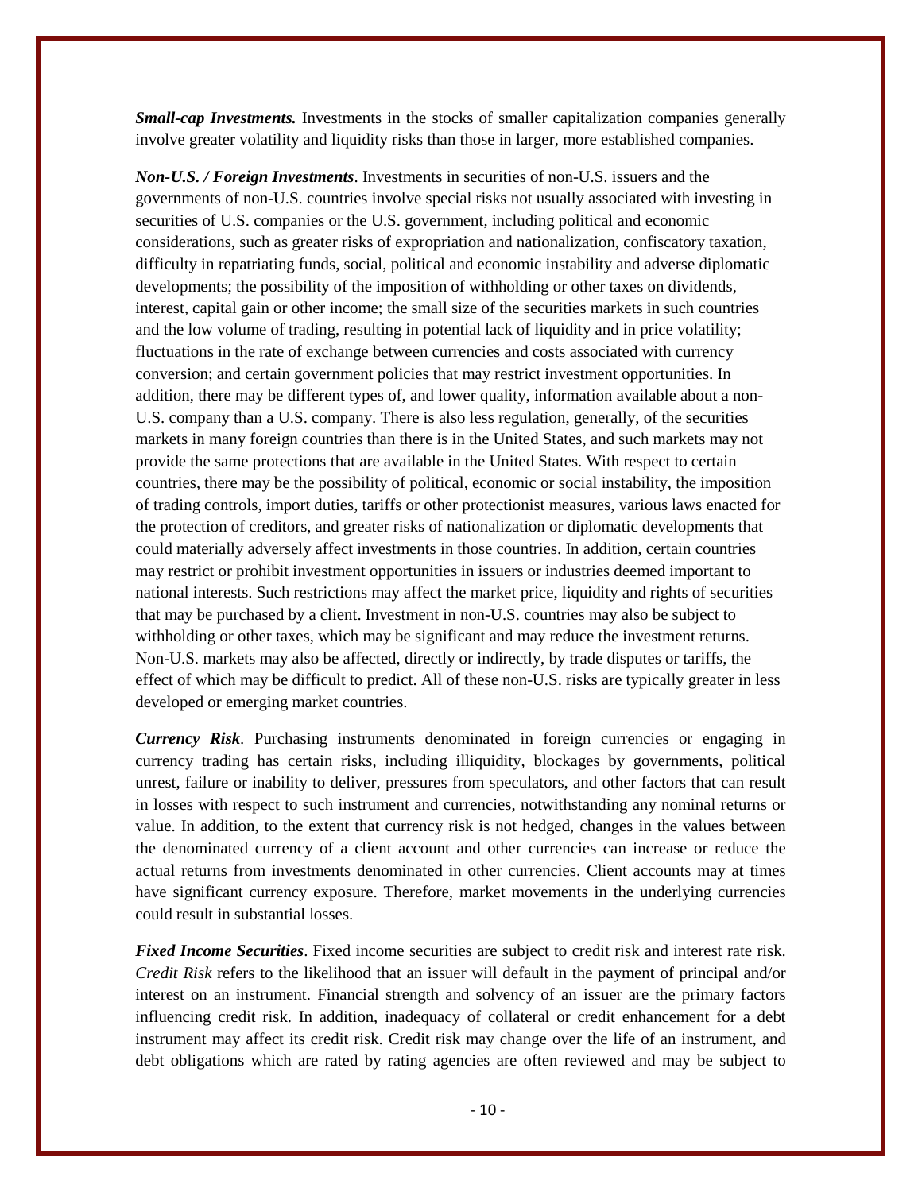***Small-cap Investments.*** Investments in the stocks of smaller capitalization companies generally involve greater volatility and liquidity risks than those in larger, more established companies.

***Non-U.S. / Foreign Investments***. Investments in securities of non-U.S. issuers and the governments of non-U.S. countries involve special risks not usually associated with investing in securities of U.S. companies or the U.S. government, including political and economic considerations, such as greater risks of expropriation and nationalization, confiscatory taxation, difficulty in repatriating funds, social, political and economic instability and adverse diplomatic developments; the possibility of the imposition of withholding or other taxes on dividends, interest, capital gain or other income; the small size of the securities markets in such countries and the low volume of trading, resulting in potential lack of liquidity and in price volatility; fluctuations in the rate of exchange between currencies and costs associated with currency conversion; and certain government policies that may restrict investment opportunities. In addition, there may be different types of, and lower quality, information available about a non-U.S. company than a U.S. company. There is also less regulation, generally, of the securities markets in many foreign countries than there is in the United States, and such markets may not provide the same protections that are available in the United States. With respect to certain countries, there may be the possibility of political, economic or social instability, the imposition of trading controls, import duties, tariffs or other protectionist measures, various laws enacted for the protection of creditors, and greater risks of nationalization or diplomatic developments that could materially adversely affect investments in those countries. In addition, certain countries may restrict or prohibit investment opportunities in issuers or industries deemed important to national interests. Such restrictions may affect the market price, liquidity and rights of securities that may be purchased by a client. Investment in non-U.S. countries may also be subject to withholding or other taxes, which may be significant and may reduce the investment returns. Non-U.S. markets may also be affected, directly or indirectly, by trade disputes or tariffs, the effect of which may be difficult to predict. All of these non-U.S. risks are typically greater in less developed or emerging market countries.

***Currency Risk***. Purchasing instruments denominated in foreign currencies or engaging in currency trading has certain risks, including illiquidity, blockages by governments, political unrest, failure or inability to deliver, pressures from speculators, and other factors that can result in losses with respect to such instrument and currencies, notwithstanding any nominal returns or value. In addition, to the extent that currency risk is not hedged, changes in the values between the denominated currency of a client account and other currencies can increase or reduce the actual returns from investments denominated in other currencies. Client accounts may at times have significant currency exposure. Therefore, market movements in the underlying currencies could result in substantial losses.

***Fixed Income Securities***. Fixed income securities are subject to credit risk and interest rate risk. *Credit Risk* refers to the likelihood that an issuer will default in the payment of principal and/or interest on an instrument. Financial strength and solvency of an issuer are the primary factors influencing credit risk. In addition, inadequacy of collateral or credit enhancement for a debt instrument may affect its credit risk. Credit risk may change over the life of an instrument, and debt obligations which are rated by rating agencies are often reviewed and may be subject to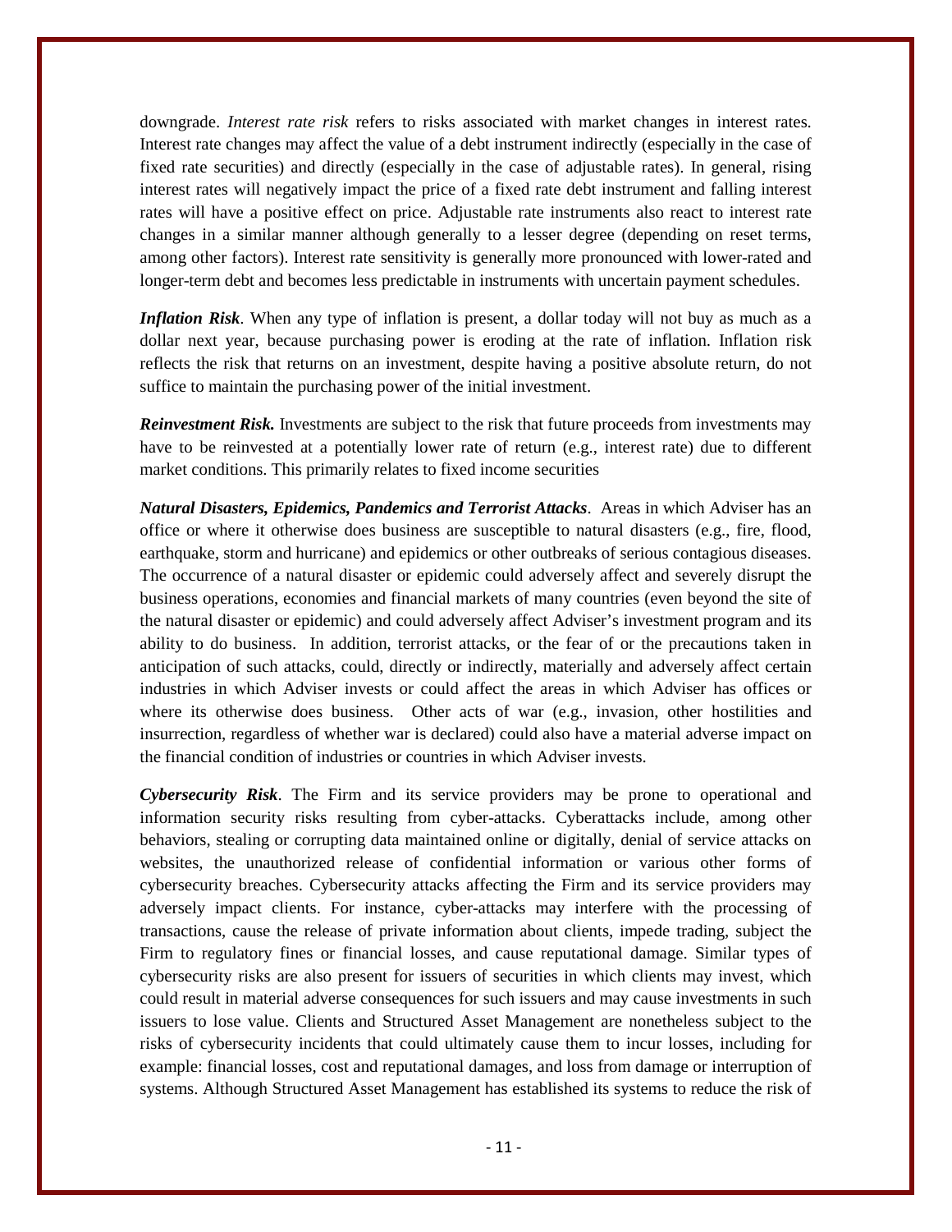downgrade. *Interest rate risk* refers to risks associated with market changes in interest rates. Interest rate changes may affect the value of a debt instrument indirectly (especially in the case of fixed rate securities) and directly (especially in the case of adjustable rates). In general, rising interest rates will negatively impact the price of a fixed rate debt instrument and falling interest rates will have a positive effect on price. Adjustable rate instruments also react to interest rate changes in a similar manner although generally to a lesser degree (depending on reset terms, among other factors). Interest rate sensitivity is generally more pronounced with lower-rated and longer-term debt and becomes less predictable in instruments with uncertain payment schedules.

***Inflation Risk***. When any type of inflation is present, a dollar today will not buy as much as a dollar next year, because purchasing power is eroding at the rate of inflation. Inflation risk reflects the risk that returns on an investment, despite having a positive absolute return, do not suffice to maintain the purchasing power of the initial investment.

***Reinvestment Risk.*** Investments are subject to the risk that future proceeds from investments may have to be reinvested at a potentially lower rate of return (e.g., interest rate) due to different market conditions. This primarily relates to fixed income securities

***Natural Disasters, Epidemics, Pandemics and Terrorist Attacks***. Areas in which Adviser has an office or where it otherwise does business are susceptible to natural disasters (e.g., fire, flood, earthquake, storm and hurricane) and epidemics or other outbreaks of serious contagious diseases. The occurrence of a natural disaster or epidemic could adversely affect and severely disrupt the business operations, economies and financial markets of many countries (even beyond the site of the natural disaster or epidemic) and could adversely affect Adviser's investment program and its ability to do business. In addition, terrorist attacks, or the fear of or the precautions taken in anticipation of such attacks, could, directly or indirectly, materially and adversely affect certain industries in which Adviser invests or could affect the areas in which Adviser has offices or where its otherwise does business. Other acts of war (e.g., invasion, other hostilities and insurrection, regardless of whether war is declared) could also have a material adverse impact on the financial condition of industries or countries in which Adviser invests.

***Cybersecurity Risk***. The Firm and its service providers may be prone to operational and information security risks resulting from cyber-attacks. Cyberattacks include, among other behaviors, stealing or corrupting data maintained online or digitally, denial of service attacks on websites, the unauthorized release of confidential information or various other forms of cybersecurity breaches. Cybersecurity attacks affecting the Firm and its service providers may adversely impact clients. For instance, cyber-attacks may interfere with the processing of transactions, cause the release of private information about clients, impede trading, subject the Firm to regulatory fines or financial losses, and cause reputational damage. Similar types of cybersecurity risks are also present for issuers of securities in which clients may invest, which could result in material adverse consequences for such issuers and may cause investments in such issuers to lose value. Clients and Structured Asset Management are nonetheless subject to the risks of cybersecurity incidents that could ultimately cause them to incur losses, including for example: financial losses, cost and reputational damages, and loss from damage or interruption of systems. Although Structured Asset Management has established its systems to reduce the risk of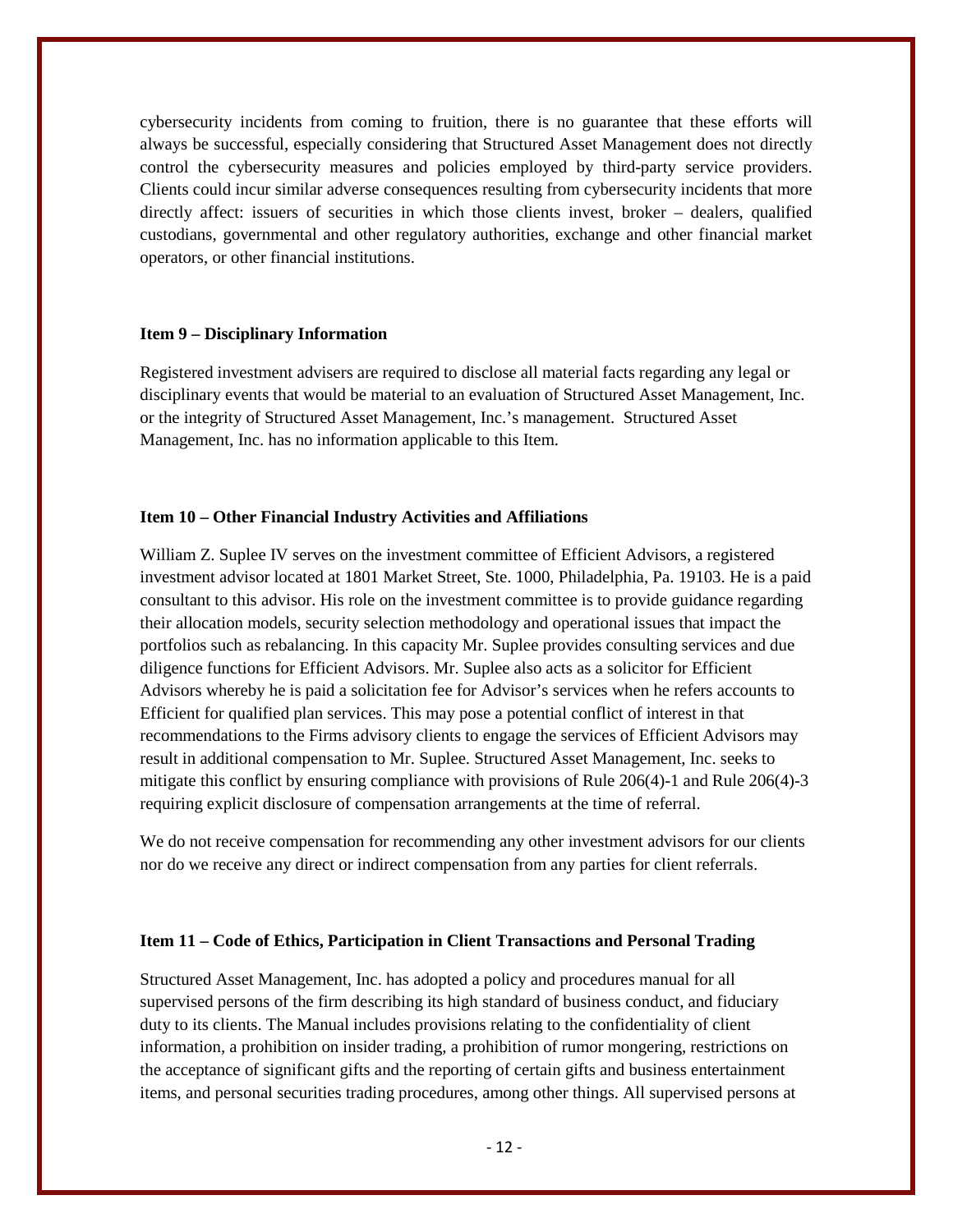cybersecurity incidents from coming to fruition, there is no guarantee that these efforts will always be successful, especially considering that Structured Asset Management does not directly control the cybersecurity measures and policies employed by third-party service providers. Clients could incur similar adverse consequences resulting from cybersecurity incidents that more directly affect: issuers of securities in which those clients invest, broker – dealers, qualified custodians, governmental and other regulatory authorities, exchange and other financial market operators, or other financial institutions.

**Item 9 – Disciplinary Information**

Registered investment advisers are required to disclose all material facts regarding any legal or disciplinary events that would be material to an evaluation of Structured Asset Management, Inc. or the integrity of Structured Asset Management, Inc.'s management. Structured Asset Management, Inc. has no information applicable to this Item.

**Item 10 – Other Financial Industry Activities and Affiliations**

William Z. Suplee IV serves on the investment committee of Efficient Advisors, a registered investment advisor located at 1801 Market Street, Ste. 1000, Philadelphia, Pa. 19103. He is a paid consultant to this advisor. His role on the investment committee is to provide guidance regarding their allocation models, security selection methodology and operational issues that impact the portfolios such as rebalancing. In this capacity Mr. Suplee provides consulting services and due diligence functions for Efficient Advisors. Mr. Suplee also acts as a solicitor for Efficient Advisors whereby he is paid a solicitation fee for Advisor's services when he refers accounts to Efficient for qualified plan services. This may pose a potential conflict of interest in that recommendations to the Firms advisory clients to engage the services of Efficient Advisors may result in additional compensation to Mr. Suplee. Structured Asset Management, Inc. seeks to mitigate this conflict by ensuring compliance with provisions of Rule 206(4)-1 and Rule 206(4)-3 requiring explicit disclosure of compensation arrangements at the time of referral.

We do not receive compensation for recommending any other investment advisors for our clients nor do we receive any direct or indirect compensation from any parties for client referrals.

**Item 11 – Code of Ethics, Participation in Client Transactions and Personal Trading**

Structured Asset Management, Inc. has adopted a policy and procedures manual for all supervised persons of the firm describing its high standard of business conduct, and fiduciary duty to its clients. The Manual includes provisions relating to the confidentiality of client information, a prohibition on insider trading, a prohibition of rumor mongering, restrictions on the acceptance of significant gifts and the reporting of certain gifts and business entertainment items, and personal securities trading procedures, among other things. All supervised persons at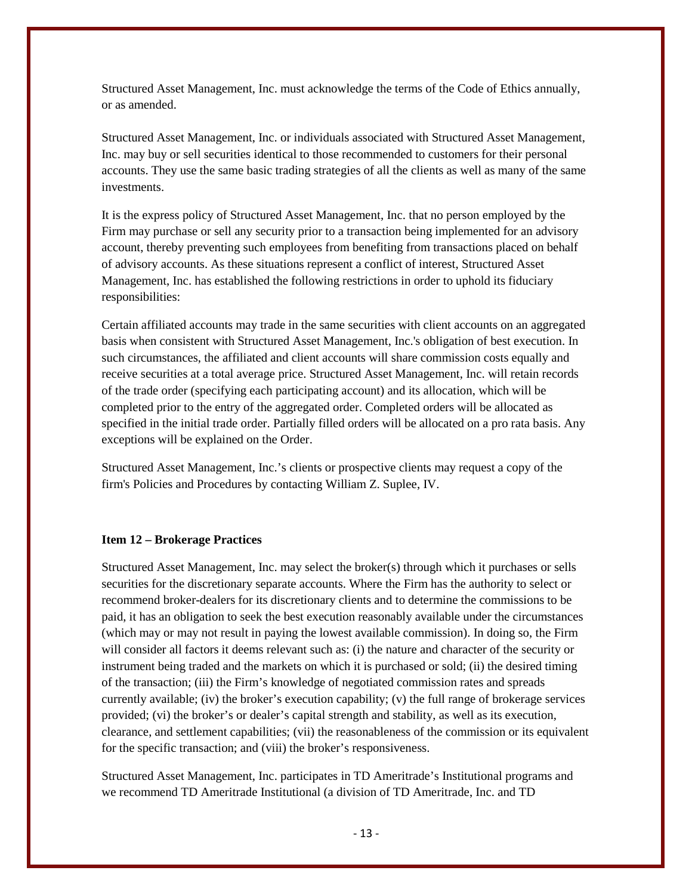Structured Asset Management, Inc. must acknowledge the terms of the Code of Ethics annually, or as amended.

Structured Asset Management, Inc. or individuals associated with Structured Asset Management, Inc. may buy or sell securities identical to those recommended to customers for their personal accounts. They use the same basic trading strategies of all the clients as well as many of the same investments.

It is the express policy of Structured Asset Management, Inc. that no person employed by the Firm may purchase or sell any security prior to a transaction being implemented for an advisory account, thereby preventing such employees from benefiting from transactions placed on behalf of advisory accounts. As these situations represent a conflict of interest, Structured Asset Management, Inc. has established the following restrictions in order to uphold its fiduciary responsibilities:

Certain affiliated accounts may trade in the same securities with client accounts on an aggregated basis when consistent with Structured Asset Management, Inc.'s obligation of best execution. In such circumstances, the affiliated and client accounts will share commission costs equally and receive securities at a total average price. Structured Asset Management, Inc. will retain records of the trade order (specifying each participating account) and its allocation, which will be completed prior to the entry of the aggregated order. Completed orders will be allocated as specified in the initial trade order. Partially filled orders will be allocated on a pro rata basis. Any exceptions will be explained on the Order.

Structured Asset Management, Inc.'s clients or prospective clients may request a copy of the firm's Policies and Procedures by contacting William Z. Suplee, IV.

**Item 12 – Brokerage Practices**

Structured Asset Management, Inc. may select the broker(s) through which it purchases or sells securities for the discretionary separate accounts. Where the Firm has the authority to select or recommend broker-dealers for its discretionary clients and to determine the commissions to be paid, it has an obligation to seek the best execution reasonably available under the circumstances (which may or may not result in paying the lowest available commission). In doing so, the Firm will consider all factors it deems relevant such as: (i) the nature and character of the security or instrument being traded and the markets on which it is purchased or sold; (ii) the desired timing of the transaction; (iii) the Firm's knowledge of negotiated commission rates and spreads currently available; (iv) the broker's execution capability; (v) the full range of brokerage services provided; (vi) the broker's or dealer's capital strength and stability, as well as its execution, clearance, and settlement capabilities; (vii) the reasonableness of the commission or its equivalent for the specific transaction; and (viii) the broker's responsiveness.

Structured Asset Management, Inc. participates in TD Ameritrade's Institutional programs and we recommend TD Ameritrade Institutional (a division of TD Ameritrade, Inc. and TD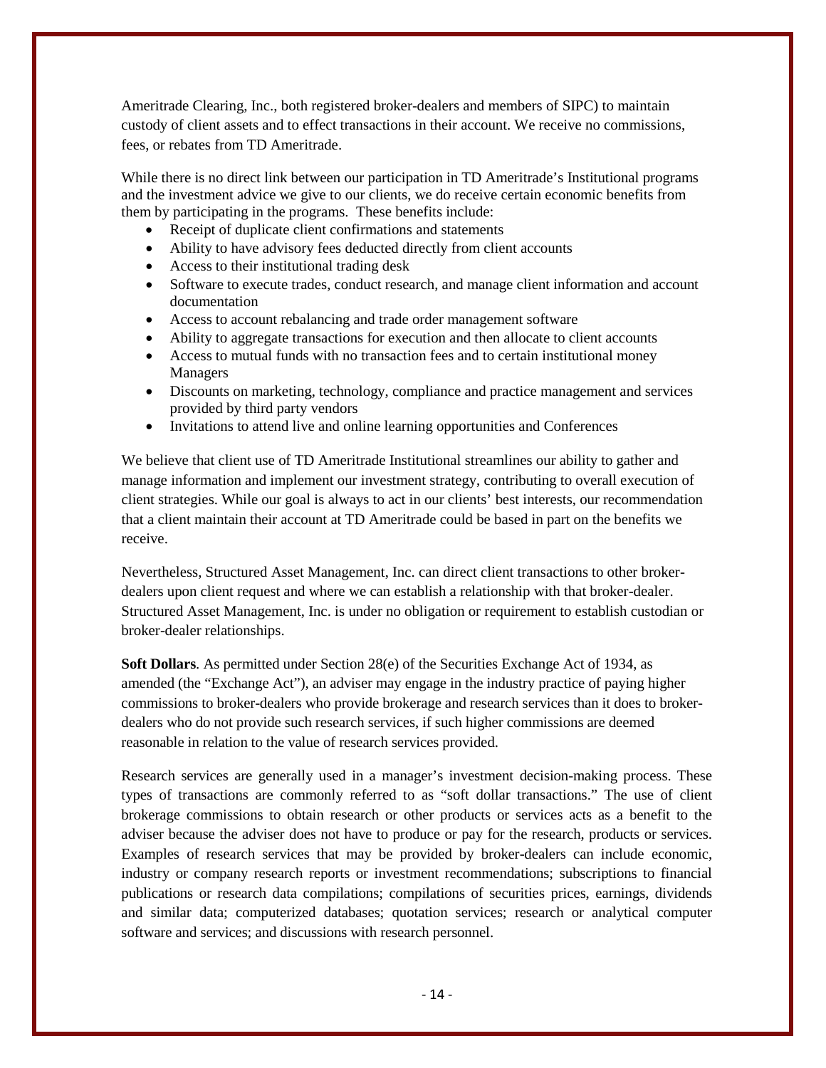Ameritrade Clearing, Inc., both registered broker-dealers and members of SIPC) to maintain custody of client assets and to effect transactions in their account. We receive no commissions, fees, or rebates from TD Ameritrade.

While there is no direct link between our participation in TD Ameritrade's Institutional programs and the investment advice we give to our clients, we do receive certain economic benefits from them by participating in the programs. These benefits include:

- Receipt of duplicate client confirmations and statements
- Ability to have advisory fees deducted directly from client accounts
- Access to their institutional trading desk
- Software to execute trades, conduct research, and manage client information and account documentation
- Access to account rebalancing and trade order management software
- Ability to aggregate transactions for execution and then allocate to client accounts
- Access to mutual funds with no transaction fees and to certain institutional money Managers
- Discounts on marketing, technology, compliance and practice management and services provided by third party vendors
- Invitations to attend live and online learning opportunities and Conferences

We believe that client use of TD Ameritrade Institutional streamlines our ability to gather and manage information and implement our investment strategy, contributing to overall execution of client strategies. While our goal is always to act in our clients' best interests, our recommendation that a client maintain their account at TD Ameritrade could be based in part on the benefits we receive.

Nevertheless, Structured Asset Management, Inc. can direct client transactions to other broker-dealers upon client request and where we can establish a relationship with that broker-dealer. Structured Asset Management, Inc. is under no obligation or requirement to establish custodian or broker-dealer relationships.

**Soft Dollars**. As permitted under Section 28(e) of the Securities Exchange Act of 1934, as amended (the "Exchange Act"), an adviser may engage in the industry practice of paying higher commissions to broker-dealers who provide brokerage and research services than it does to broker-dealers who do not provide such research services, if such higher commissions are deemed reasonable in relation to the value of research services provided.

Research services are generally used in a manager's investment decision-making process. These types of transactions are commonly referred to as "soft dollar transactions." The use of client brokerage commissions to obtain research or other products or services acts as a benefit to the adviser because the adviser does not have to produce or pay for the research, products or services. Examples of research services that may be provided by broker-dealers can include economic, industry or company research reports or investment recommendations; subscriptions to financial publications or research data compilations; compilations of securities prices, earnings, dividends and similar data; computerized databases; quotation services; research or analytical computer software and services; and discussions with research personnel.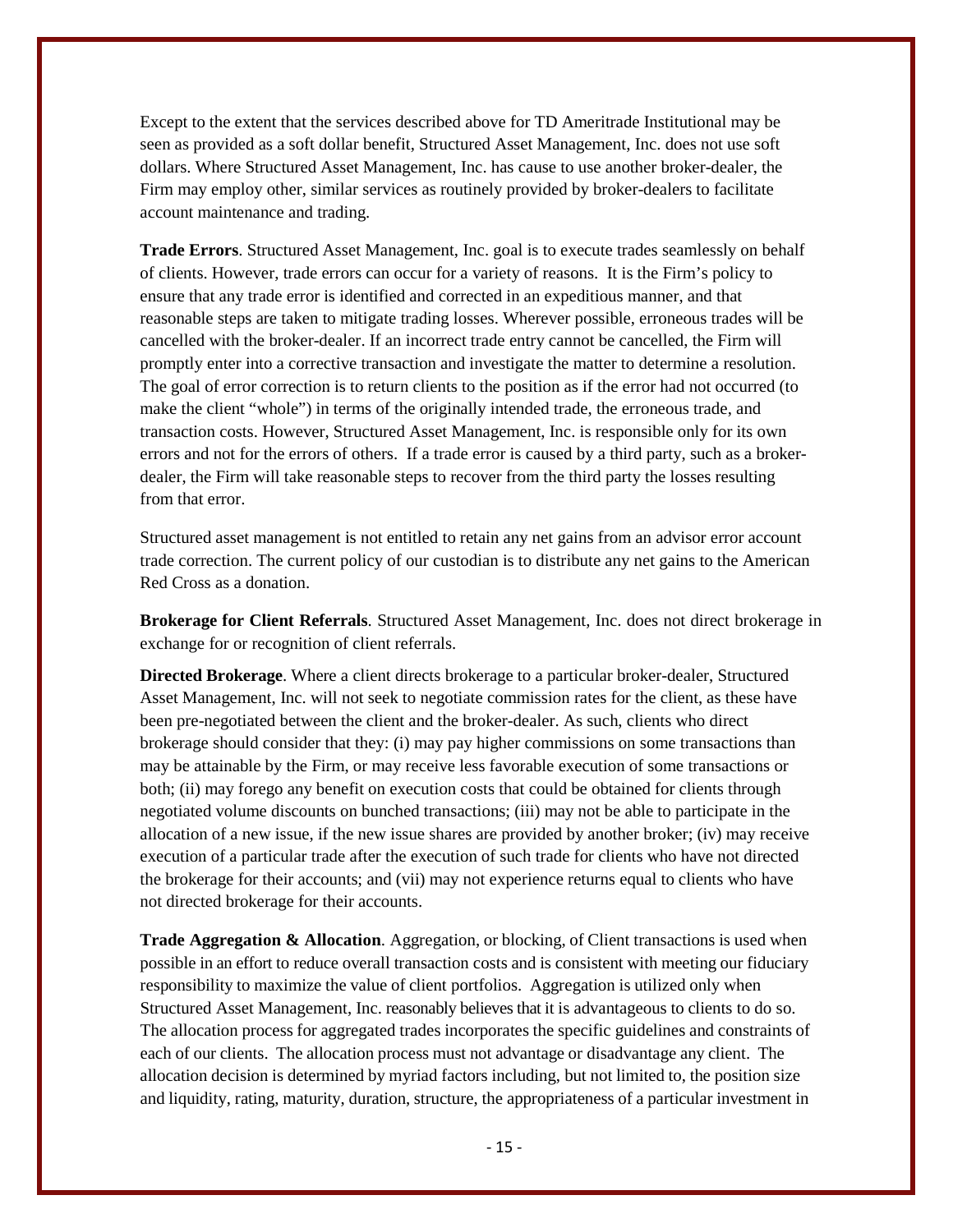Except to the extent that the services described above for TD Ameritrade Institutional may be seen as provided as a soft dollar benefit, Structured Asset Management, Inc. does not use soft dollars. Where Structured Asset Management, Inc. has cause to use another broker-dealer, the Firm may employ other, similar services as routinely provided by broker-dealers to facilitate account maintenance and trading.

**Trade Errors**. Structured Asset Management, Inc. goal is to execute trades seamlessly on behalf of clients. However, trade errors can occur for a variety of reasons. It is the Firm's policy to ensure that any trade error is identified and corrected in an expeditious manner, and that reasonable steps are taken to mitigate trading losses. Wherever possible, erroneous trades will be cancelled with the broker-dealer. If an incorrect trade entry cannot be cancelled, the Firm will promptly enter into a corrective transaction and investigate the matter to determine a resolution. The goal of error correction is to return clients to the position as if the error had not occurred (to make the client "whole") in terms of the originally intended trade, the erroneous trade, and transaction costs. However, Structured Asset Management, Inc. is responsible only for its own errors and not for the errors of others. If a trade error is caused by a third party, such as a broker-dealer, the Firm will take reasonable steps to recover from the third party the losses resulting from that error.

Structured asset management is not entitled to retain any net gains from an advisor error account trade correction. The current policy of our custodian is to distribute any net gains to the American Red Cross as a donation.

**Brokerage for Client Referrals**. Structured Asset Management, Inc. does not direct brokerage in exchange for or recognition of client referrals.

**Directed Brokerage**. Where a client directs brokerage to a particular broker-dealer, Structured Asset Management, Inc. will not seek to negotiate commission rates for the client, as these have been pre-negotiated between the client and the broker-dealer. As such, clients who direct brokerage should consider that they: (i) may pay higher commissions on some transactions than may be attainable by the Firm, or may receive less favorable execution of some transactions or both; (ii) may forego any benefit on execution costs that could be obtained for clients through negotiated volume discounts on bunched transactions; (iii) may not be able to participate in the allocation of a new issue, if the new issue shares are provided by another broker; (iv) may receive execution of a particular trade after the execution of such trade for clients who have not directed the brokerage for their accounts; and (vii) may not experience returns equal to clients who have not directed brokerage for their accounts.

**Trade Aggregation & Allocation**. Aggregation, or blocking, of Client transactions is used when possible in an effort to reduce overall transaction costs and is consistent with meeting our fiduciary responsibility to maximize the value of client portfolios. Aggregation is utilized only when Structured Asset Management, Inc. reasonably believes that it is advantageous to clients to do so. The allocation process for aggregated trades incorporates the specific guidelines and constraints of each of our clients. The allocation process must not advantage or disadvantage any client. The allocation decision is determined by myriad factors including, but not limited to, the position size and liquidity, rating, maturity, duration, structure, the appropriateness of a particular investment in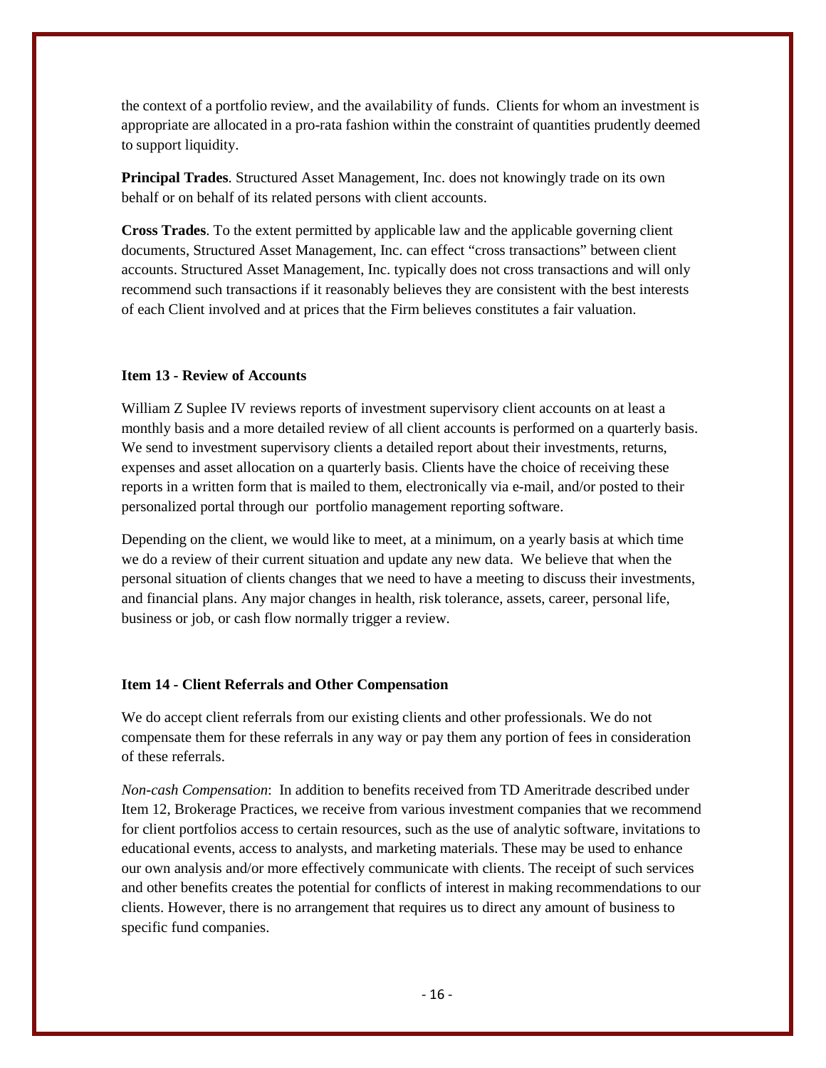the context of a portfolio review, and the availability of funds. Clients for whom an investment is appropriate are allocated in a pro-rata fashion within the constraint of quantities prudently deemed to support liquidity.

**Principal Trades**. Structured Asset Management, Inc. does not knowingly trade on its own behalf or on behalf of its related persons with client accounts.

**Cross Trades**. To the extent permitted by applicable law and the applicable governing client documents, Structured Asset Management, Inc. can effect "cross transactions" between client accounts. Structured Asset Management, Inc. typically does not cross transactions and will only recommend such transactions if it reasonably believes they are consistent with the best interests of each Client involved and at prices that the Firm believes constitutes a fair valuation.

## Item 13 - Review of Accounts

William Z Suplee IV reviews reports of investment supervisory client accounts on at least a monthly basis and a more detailed review of all client accounts is performed on a quarterly basis. We send to investment supervisory clients a detailed report about their investments, returns, expenses and asset allocation on a quarterly basis. Clients have the choice of receiving these reports in a written form that is mailed to them, electronically via e-mail, and/or posted to their personalized portal through our portfolio management reporting software.

Depending on the client, we would like to meet, at a minimum, on a yearly basis at which time we do a review of their current situation and update any new data. We believe that when the personal situation of clients changes that we need to have a meeting to discuss their investments, and financial plans. Any major changes in health, risk tolerance, assets, career, personal life, business or job, or cash flow normally trigger a review.

## Item 14 - Client Referrals and Other Compensation

We do accept client referrals from our existing clients and other professionals. We do not compensate them for these referrals in any way or pay them any portion of fees in consideration of these referrals.

*Non-cash Compensation*: In addition to benefits received from TD Ameritrade described under Item 12, Brokerage Practices, we receive from various investment companies that we recommend for client portfolios access to certain resources, such as the use of analytic software, invitations to educational events, access to analysts, and marketing materials. These may be used to enhance our own analysis and/or more effectively communicate with clients. The receipt of such services and other benefits creates the potential for conflicts of interest in making recommendations to our clients. However, there is no arrangement that requires us to direct any amount of business to specific fund companies.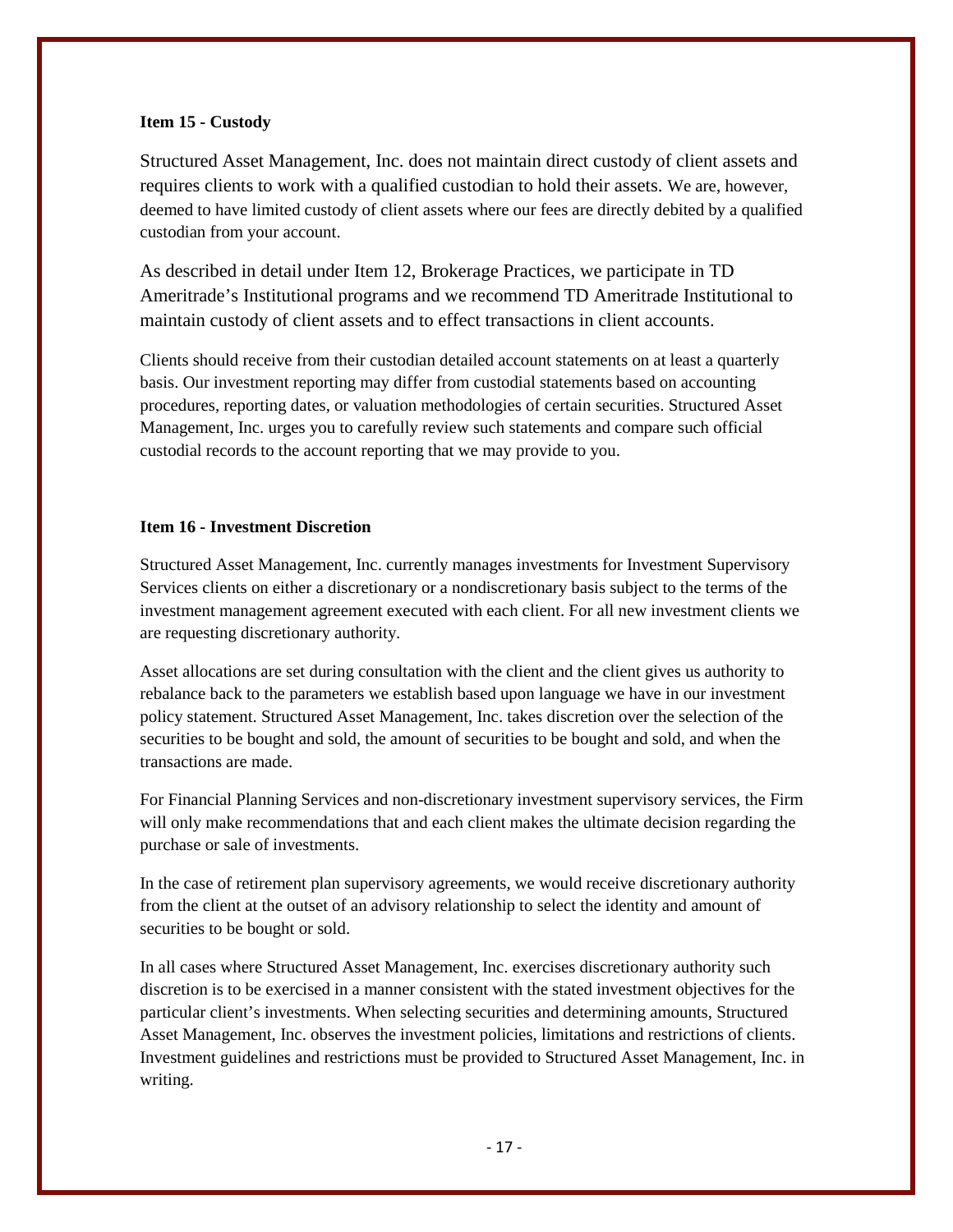**Item 15 - Custody**

Structured Asset Management, Inc. does not maintain direct custody of client assets and requires clients to work with a qualified custodian to hold their assets. We are, however, deemed to have limited custody of client assets where our fees are directly debited by a qualified custodian from your account.

As described in detail under Item 12, Brokerage Practices, we participate in TD Ameritrade's Institutional programs and we recommend TD Ameritrade Institutional to maintain custody of client assets and to effect transactions in client accounts.

Clients should receive from their custodian detailed account statements on at least a quarterly basis. Our investment reporting may differ from custodial statements based on accounting procedures, reporting dates, or valuation methodologies of certain securities. Structured Asset Management, Inc. urges you to carefully review such statements and compare such official custodial records to the account reporting that we may provide to you.

**Item 16 - Investment Discretion**

Structured Asset Management, Inc. currently manages investments for Investment Supervisory Services clients on either a discretionary or a nondiscretionary basis subject to the terms of the investment management agreement executed with each client. For all new investment clients we are requesting discretionary authority.

Asset allocations are set during consultation with the client and the client gives us authority to rebalance back to the parameters we establish based upon language we have in our investment policy statement. Structured Asset Management, Inc. takes discretion over the selection of the securities to be bought and sold, the amount of securities to be bought and sold, and when the transactions are made.

For Financial Planning Services and non-discretionary investment supervisory services, the Firm will only make recommendations that and each client makes the ultimate decision regarding the purchase or sale of investments.

In the case of retirement plan supervisory agreements, we would receive discretionary authority from the client at the outset of an advisory relationship to select the identity and amount of securities to be bought or sold.

In all cases where Structured Asset Management, Inc. exercises discretionary authority such discretion is to be exercised in a manner consistent with the stated investment objectives for the particular client's investments. When selecting securities and determining amounts, Structured Asset Management, Inc. observes the investment policies, limitations and restrictions of clients. Investment guidelines and restrictions must be provided to Structured Asset Management, Inc. in writing.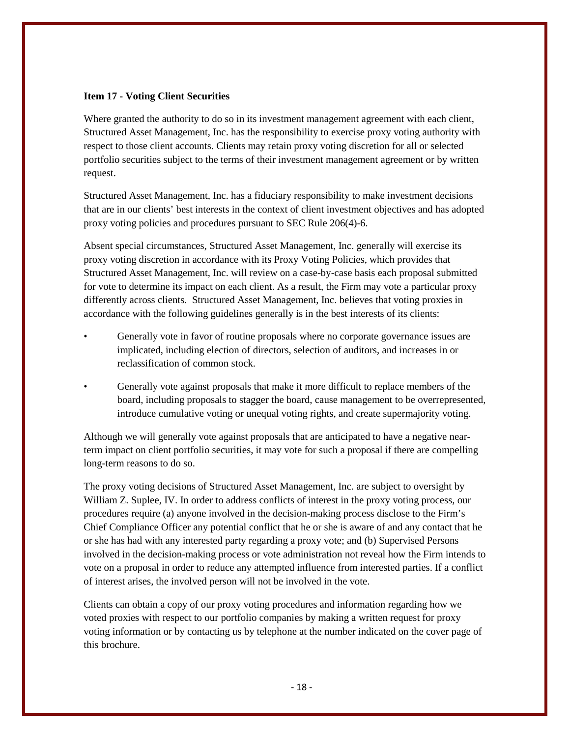**Item 17 - Voting Client Securities**

Where granted the authority to do so in its investment management agreement with each client, Structured Asset Management, Inc. has the responsibility to exercise proxy voting authority with respect to those client accounts. Clients may retain proxy voting discretion for all or selected portfolio securities subject to the terms of their investment management agreement or by written request.

Structured Asset Management, Inc. has a fiduciary responsibility to make investment decisions that are in our clients' best interests in the context of client investment objectives and has adopted proxy voting policies and procedures pursuant to SEC Rule 206(4)-6.

Absent special circumstances, Structured Asset Management, Inc. generally will exercise its proxy voting discretion in accordance with its Proxy Voting Policies, which provides that Structured Asset Management, Inc. will review on a case-by-case basis each proposal submitted for vote to determine its impact on each client. As a result, the Firm may vote a particular proxy differently across clients. Structured Asset Management, Inc. believes that voting proxies in accordance with the following guidelines generally is in the best interests of its clients:

- Generally vote in favor of routine proposals where no corporate governance issues are implicated, including election of directors, selection of auditors, and increases in or reclassification of common stock.
- Generally vote against proposals that make it more difficult to replace members of the board, including proposals to stagger the board, cause management to be overrepresented, introduce cumulative voting or unequal voting rights, and create supermajority voting.

Although we will generally vote against proposals that are anticipated to have a negative near-term impact on client portfolio securities, it may vote for such a proposal if there are compelling long-term reasons to do so.

The proxy voting decisions of Structured Asset Management, Inc. are subject to oversight by William Z. Suplee, IV. In order to address conflicts of interest in the proxy voting process, our procedures require (a) anyone involved in the decision-making process disclose to the Firm's Chief Compliance Officer any potential conflict that he or she is aware of and any contact that he or she has had with any interested party regarding a proxy vote; and (b) Supervised Persons involved in the decision-making process or vote administration not reveal how the Firm intends to vote on a proposal in order to reduce any attempted influence from interested parties. If a conflict of interest arises, the involved person will not be involved in the vote.

Clients can obtain a copy of our proxy voting procedures and information regarding how we voted proxies with respect to our portfolio companies by making a written request for proxy voting information or by contacting us by telephone at the number indicated on the cover page of this brochure.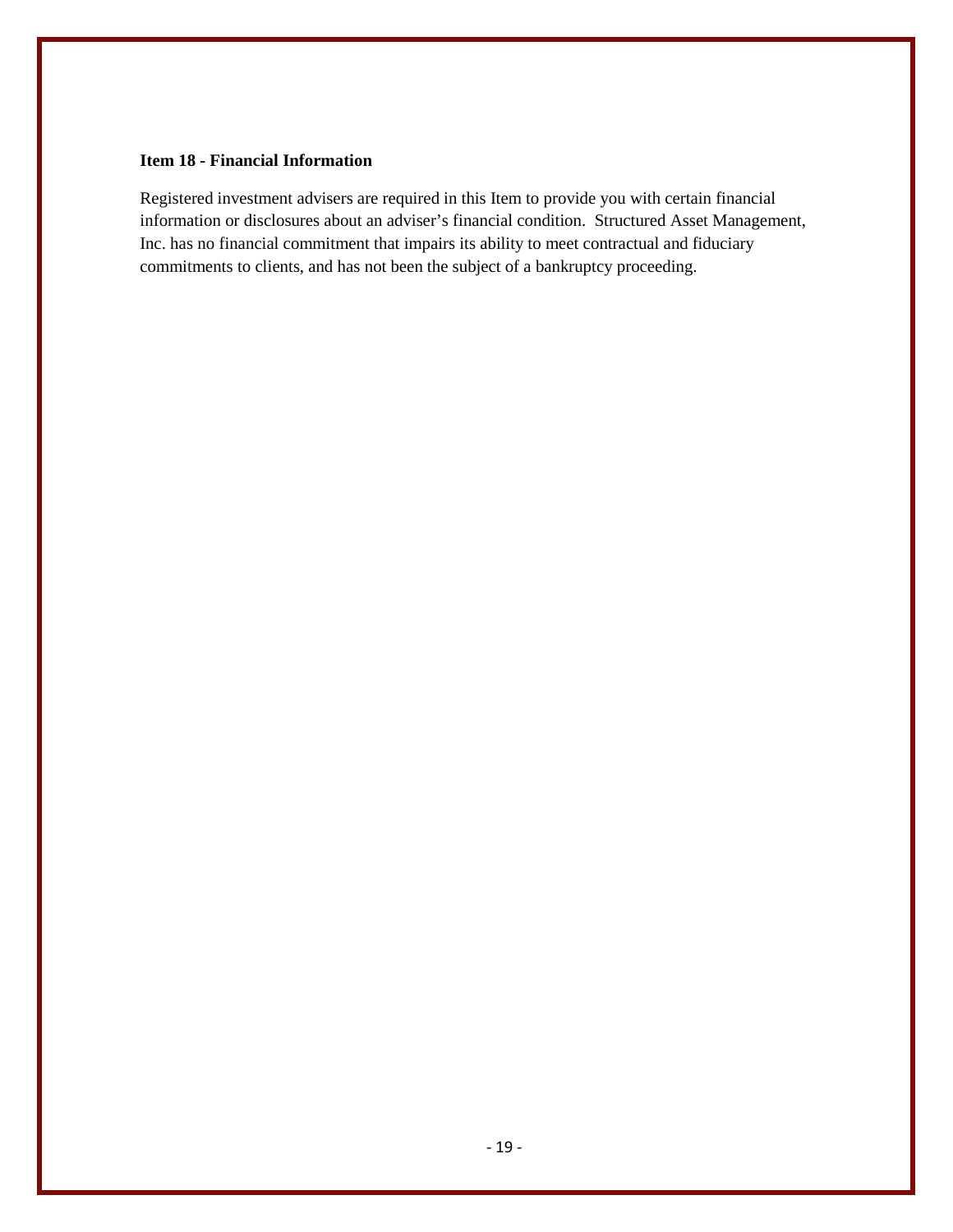**Item 18 - Financial Information**

Registered investment advisers are required in this Item to provide you with certain financial information or disclosures about an adviser's financial condition. Structured Asset Management, Inc. has no financial commitment that impairs its ability to meet contractual and fiduciary commitments to clients, and has not been the subject of a bankruptcy proceeding.